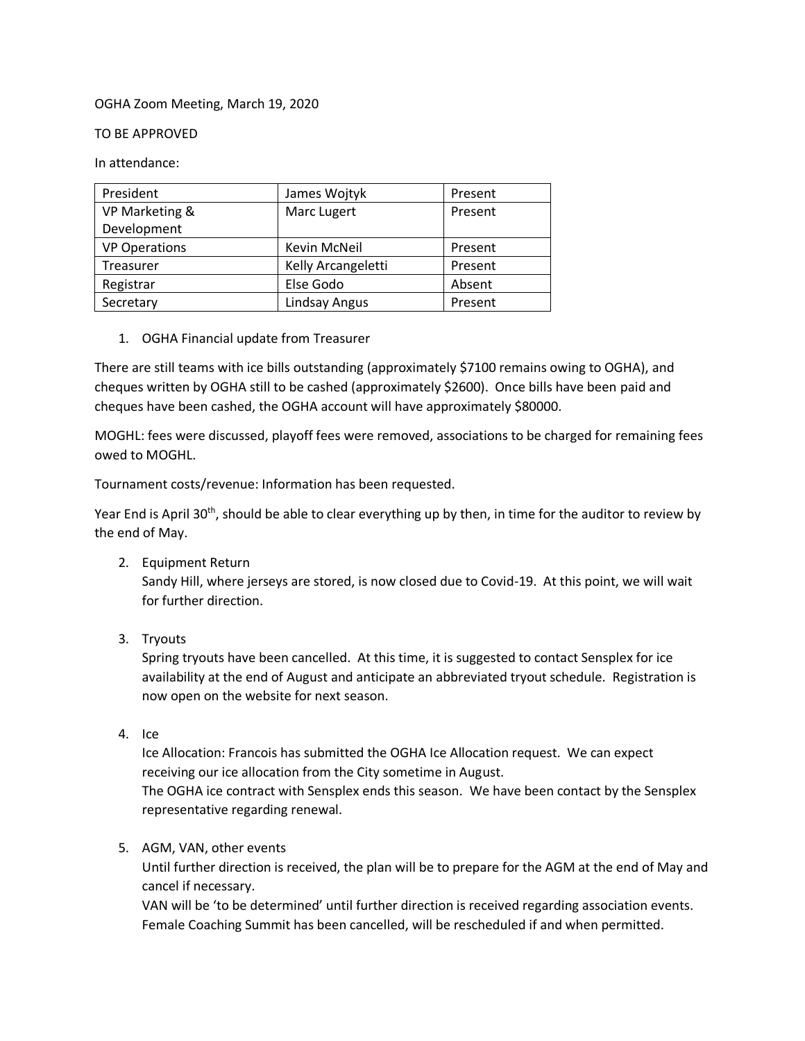OGHA Zoom Meeting, March 19, 2020

TO BE APPROVED

In attendance:

| President | James Wojtyk | Present |
|---|---|---|
| VP Marketing & Development | Marc Lugert | Present |
| VP Operations | Kevin McNeil | Present |
| Treasurer | Kelly Arcangeletti | Present |
| Registrar | Else Godo | Absent |
| Secretary | Lindsay Angus | Present |

1. OGHA Financial update from Treasurer

There are still teams with ice bills outstanding (approximately $7100 remains owing to OGHA), and cheques written by OGHA still to be cashed (approximately $2600). Once bills have been paid and cheques have been cashed, the OGHA account will have approximately $80000.

MOGHL: fees were discussed, playoff fees were removed, associations to be charged for remaining fees owed to MOGHL.

Tournament costs/revenue: Information has been requested.

Year End is April 30th, should be able to clear everything up by then, in time for the auditor to review by the end of May.

2. Equipment Return
   Sandy Hill, where jerseys are stored, is now closed due to Covid-19. At this point, we will wait for further direction.

3. Tryouts
   Spring tryouts have been cancelled. At this time, it is suggested to contact Sensplex for ice availability at the end of August and anticipate an abbreviated tryout schedule. Registration is now open on the website for next season.

4. Ice
   Ice Allocation: Francois has submitted the OGHA Ice Allocation request. We can expect receiving our ice allocation from the City sometime in August.
   The OGHA ice contract with Sensplex ends this season. We have been contact by the Sensplex representative regarding renewal.

5. AGM, VAN, other events
   Until further direction is received, the plan will be to prepare for the AGM at the end of May and cancel if necessary.
   VAN will be 'to be determined' until further direction is received regarding association events.
   Female Coaching Summit has been cancelled, will be rescheduled if and when permitted.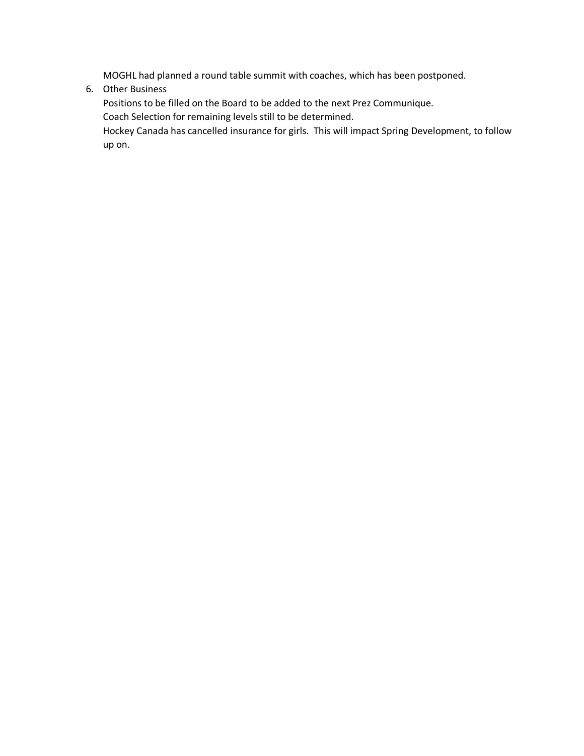MOGHL had planned a round table summit with coaches, which has been postponed.

6. Other Business

   Positions to be filled on the Board to be added to the next Prez Communique.
   Coach Selection for remaining levels still to be determined.
   Hockey Canada has cancelled insurance for girls. This will impact Spring Development, to follow up on.